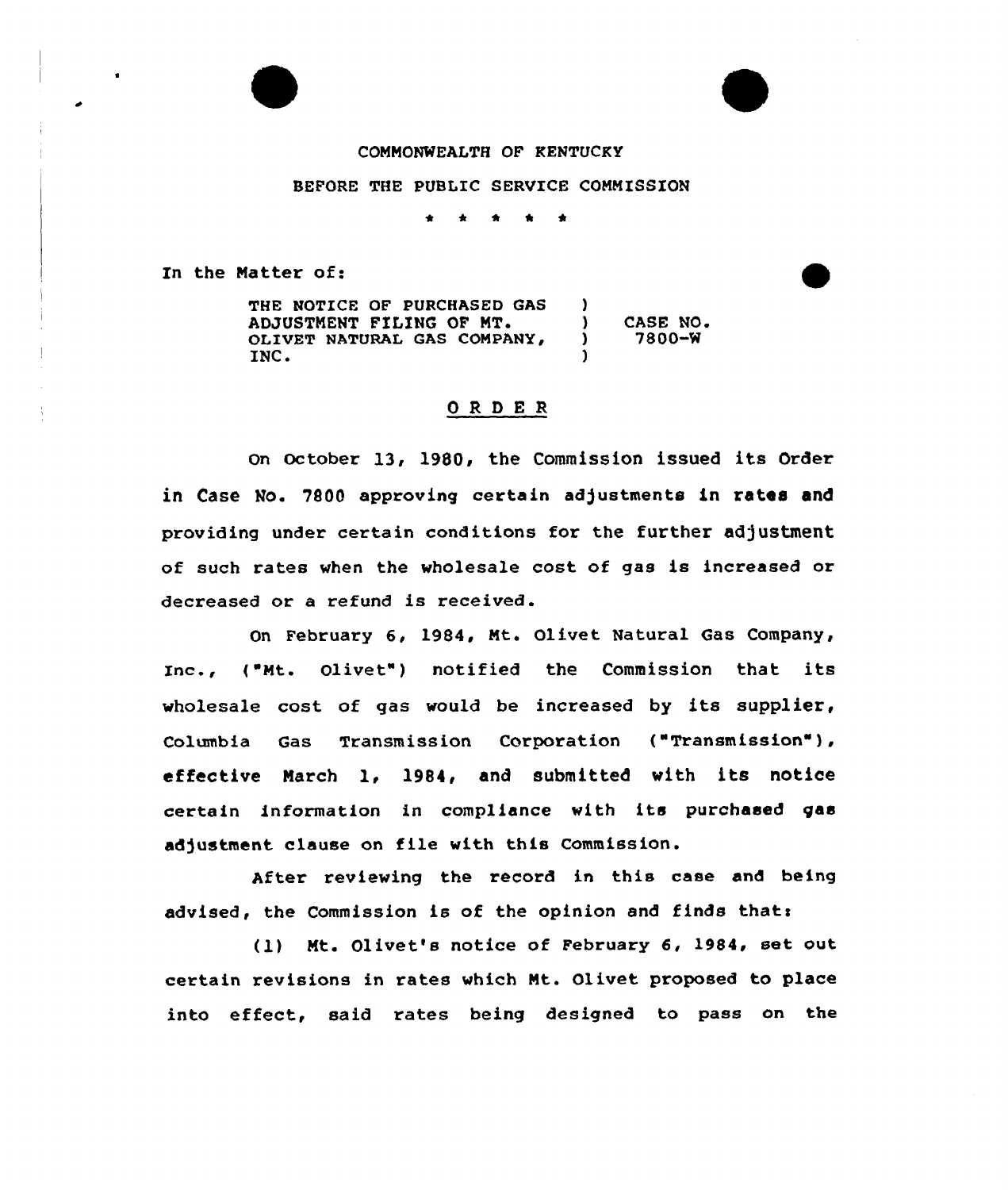COMMONWEALTH OF KENTUCKY

BEFORE THE PUBLIC SERVICE COMMISSION

\* \* \* \* \*

In the Matter of:

| | | |
|---|---|---|
| THE NOTICE OF PURCHASED GAS ADJUSTMENT FILING OF MT. OLIVET NATURAL GAS COMPANY, INC. | ) ) ) ) | CASE NO. 7800-W |

## O R D E R

On October 13, 1980, the Commission issued its Order in Case No. 7800 approving certain adjustments in rates and providing under certain conditions for the further adjustment of such rates when the wholesale cost of gas is increased or decreased or a refund is received.

On February 6, 1984, Mt. Olivet Natural Gas Company, Inc., ("Mt. Olivet") notified the Commission that its wholesale cost of gas would be increased by its supplier, Columbia Gas Transmission Corporation ("Transmission"), effective March 1, 1984, and submitted with its notice certain information in compliance with its purchased gas adjustment clause on file with this Commission.

After reviewing the record in this case and being advised, the Commission is of the opinion and finds that:

(1) Mt. Olivet's notice of February 6, 1984, set out certain revisions in rates which Mt. Olivet proposed to place into effect, said rates being designed to pass on the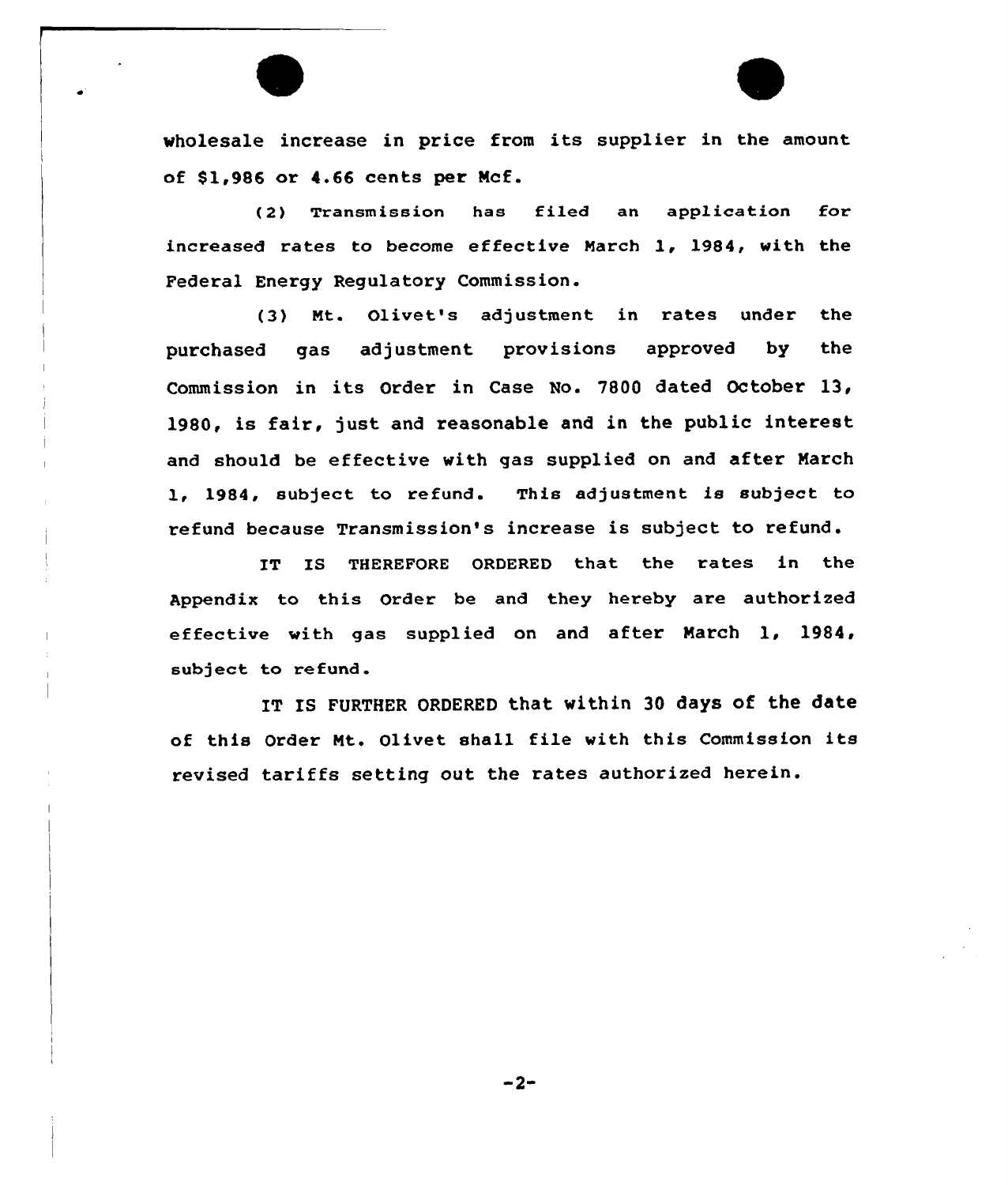wholesale increase in price from its supplier in the amount of $1,986 or 4.66 cents per Mcf.

(2) Transmission has filed an application for increased rates to become effective March 1, 1984, with the Federal Energy Regulatory Commission.

(3) Mt. Olivet's adjustment in rates under the purchased gas adjustment provisions approved by the Commission in its Order in Case No. 7800 dated October 13, 1980, is fair, just and reasonable and in the public interest and should be effective with gas supplied on and after March 1, 1984, subject to refund. This adjustment is subject to refund because Transmission's increase is subject to refund.

IT IS THEREFORE ORDERED that the rates in the Appendix to this Order be and they hereby are authorized effective with gas supplied on and after March 1, 1984, subject to refund.

IT IS FURTHER ORDERED that within 30 days of the date of this Order Mt. Olivet shall file with this Commission its revised tariffs setting out the rates authorized herein.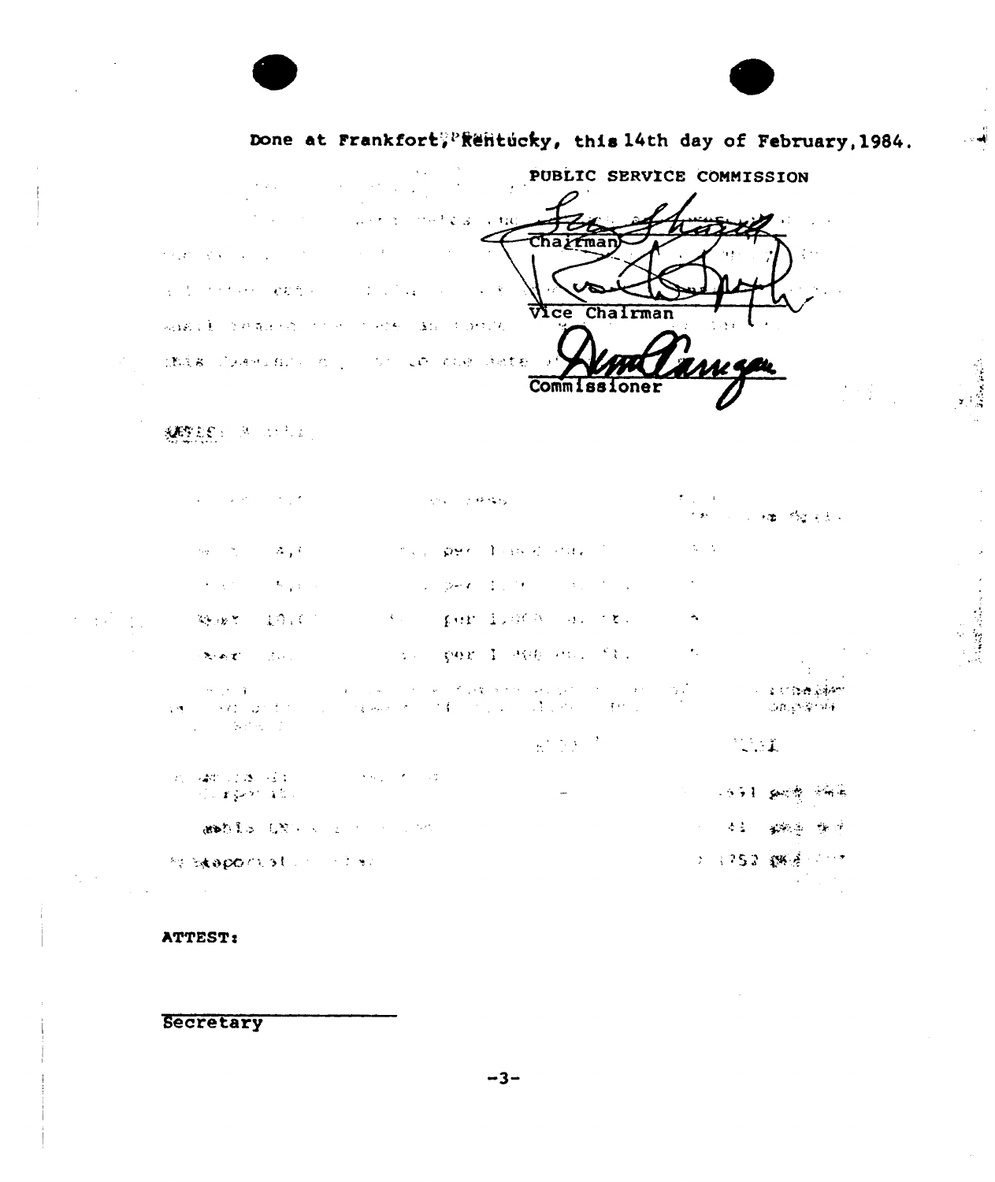Done at Frankfort, Kentucky, this 14th day of February, 1984.

PUBLIC SERVICE COMMISSION

Chairman

Vice Chairman

Commissioner

ATTEST:

Secretary